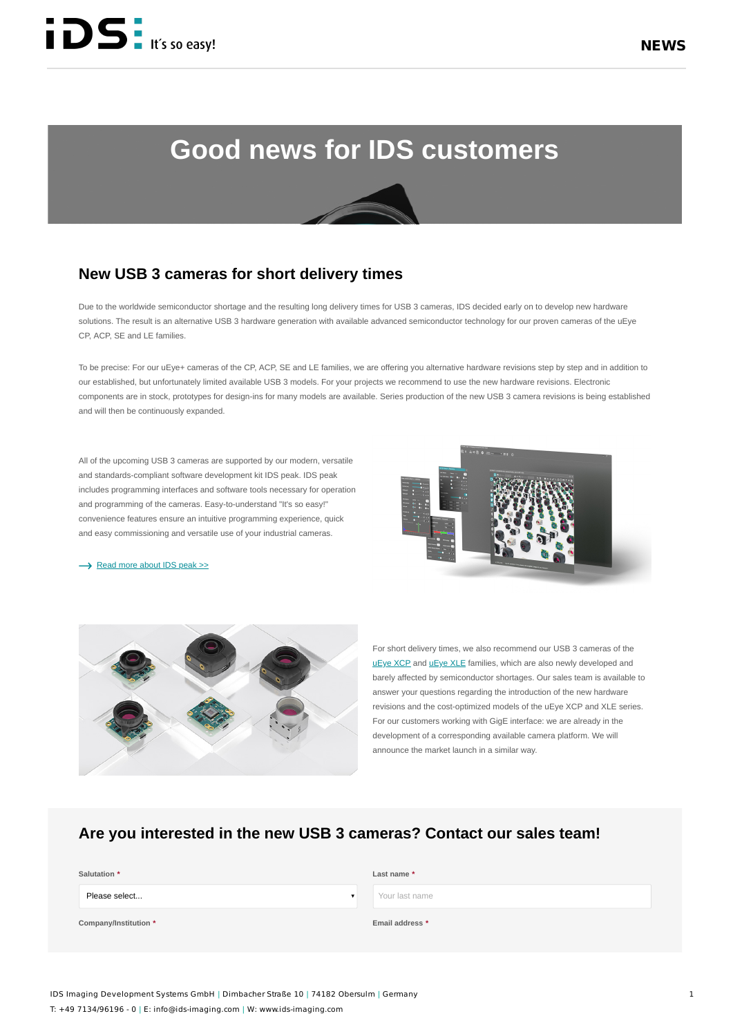iDS It´s so easy!

NEWS

# Good news for IDS customers

## New USB 3 cameras for short delivery times

Due to the worldwide semiconductor shortage and the resulting long delivery times for USB 3 cameras, IDS decided early on to develop new hardware solutions. The result is an alternative USB 3 hardware generation with available advanced semiconductor technology for our proven cameras of the uEye CP, ACP, SE and LE families.

To be precise: For our uEye+ cameras of the CP, ACP, SE and LE families, we are offering you alternative hardware revisions step by step and in addition to our established, but unfortunately limited available USB 3 models. For your projects we recommend to use the new hardware revisions. Electronic components are in stock, prototypes for design-ins for many models are available. Series production of the new USB 3 camera revisions is being established and will then be continuously expanded.

All of the upcoming USB 3 cameras are supported by our modern, versatile and standards-compliant software development kit IDS peak. IDS peak includes programming interfaces and software tools necessary for operation and programming of the cameras. Easy-to-understand "It's so easy!" convenience features ensure an intuitive programming experience, quick and easy commissioning and versatile use of your industrial cameras.

⟶ Read more about IDS peak >>

For short delivery times, we also recommend our USB 3 cameras of the uEye XCP and uEye XLE families, which are also newly developed and barely affected by semiconductor shortages. Our sales team is available to answer your questions regarding the introduction of the new hardware revisions and the cost-optimized models of the uEye XCP and XLE series. For our customers working with GigE interface: we are already in the development of a corresponding available camera platform. We will announce the market launch in a similar way.

## Are you interested in the new USB 3 cameras? Contact our sales team!

Salutation *

Please select...

Last name *

Your last name

Company/Institution *

Email address *

IDS Imaging Development Systems GmbH | Dimbacher Straße 10 | 74182 Obersulm | Germany

T: +49 7134/96196 - 0 | E: info@ids-imaging.com | W: www.ids-imaging.com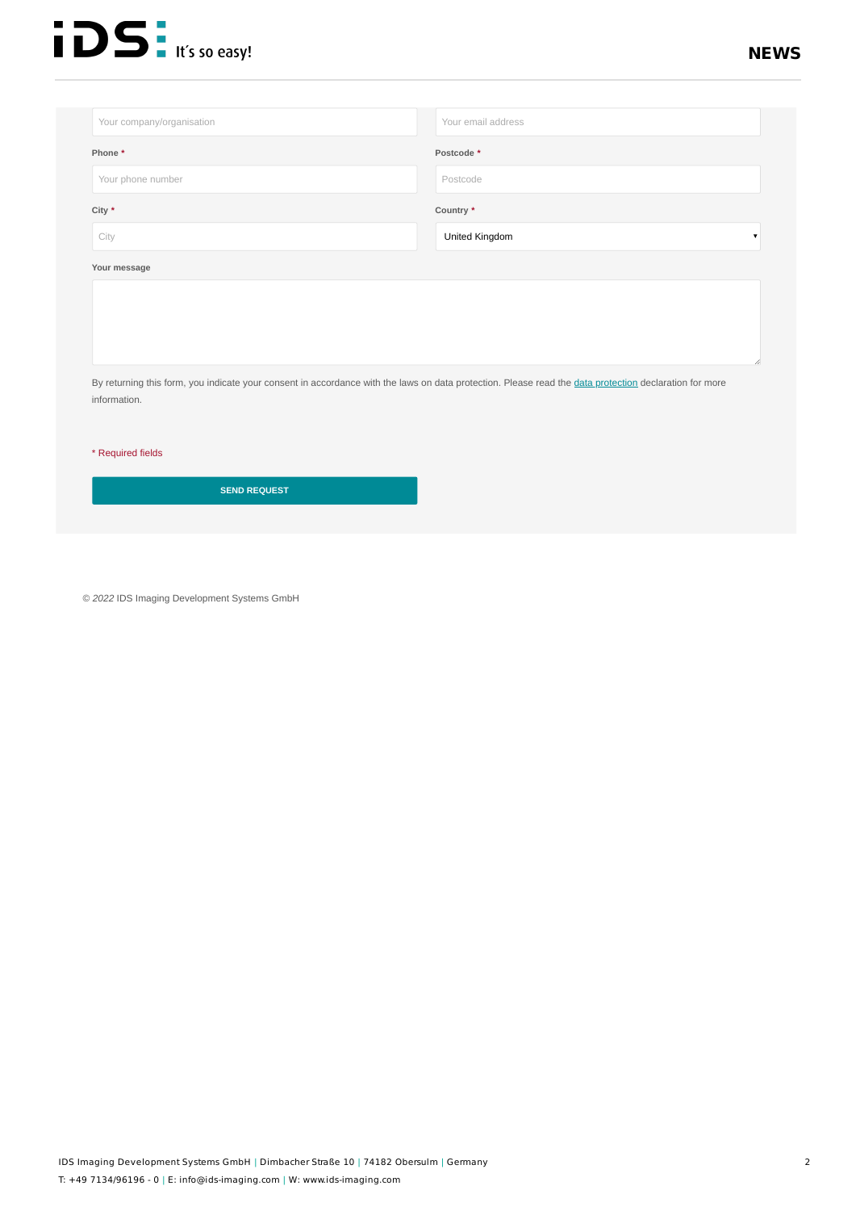Your company/organisation

Your email address

Phone *

Your phone number

Postcode *

Postcode

City *

City

Country *

United Kingdom

Your message

By returning this form, you indicate your consent in accordance with the laws on data protection. Please read the data protection declaration for more information.

* Required fields

SEND REQUEST

© *2022* IDS Imaging Development Systems GmbH

IDS Imaging Development Systems GmbH | Dimbacher Straße 10 | 74182 Obersulm | Germany
T: +49 7134/96196 - 0 | E: info@ids-imaging.com | W: www.ids-imaging.com